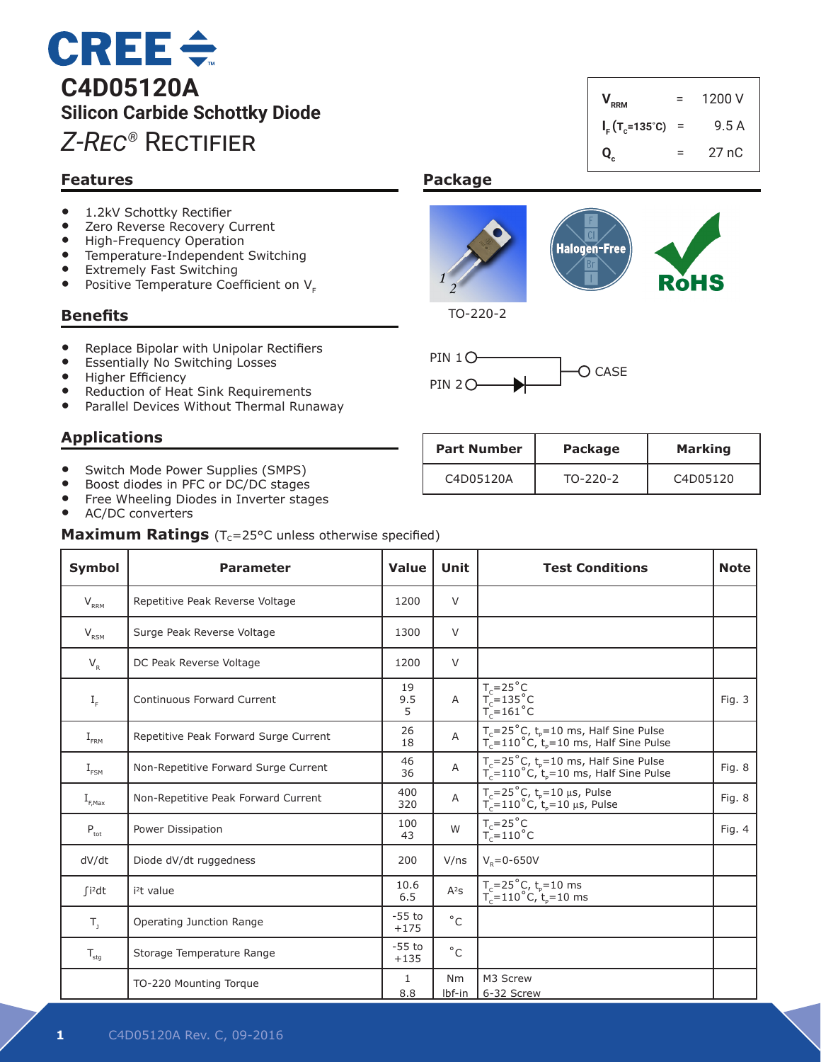# C4D05120A

## Silicon Carbide Schottky Diode

## *Z-Rec*® Rectifier

| | | |
|---|---|---|
| $V_{RRM}$ | = | 1200 V |
| $I_F$ ($T_c$=135˚C) | = | 9.5 A |
| $Q_c$ | = | 27 nC |

## Features

- 1.2kV Schottky Rectifier
- Zero Reverse Recovery Current
- High-Frequency Operation
- Temperature-Independent Switching
- Extremely Fast Switching
- Positive Temperature Coefficient on $V_F$

## Benefits

- Replace Bipolar with Unipolar Rectifiers
- Essentially No Switching Losses
- Higher Efficiency
- Reduction of Heat Sink Requirements
- Parallel Devices Without Thermal Runaway

## Applications

- Switch Mode Power Supplies (SMPS)
- Boost diodes in PFC or DC/DC stages
- Free Wheeling Diodes in Inverter stages
- AC/DC converters

## Package

TO-220-2

Halogen-Free

RoHS

PIN 1 — CASE

PIN 2

| Part Number | Package | Marking |
|---|---|---|
| C4D05120A | TO-220-2 | C4D05120 |

## Maximum Ratings ($T_C$=25°C unless otherwise specified)

| Symbol | Parameter | Value | Unit | Test Conditions | Note |
|---|---|---|---|---|---|
| $V_{RRM}$ | Repetitive Peak Reverse Voltage | 1200 | V | | |
| $V_{RSM}$ | Surge Peak Reverse Voltage | 1300 | V | | |
| $V_R$ | DC Peak Reverse Voltage | 1200 | V | | |
| $I_F$ | Continuous Forward Current | 19<br>9.5<br>5 | A | $T_C$=25˚C<br>$T_C$=135˚C<br>$T_C$=161˚C | Fig. 3 |
| $I_{FRM}$ | Repetitive Peak Forward Surge Current | 26<br>18 | A | $T_C$=25˚C, $t_P$=10 ms, Half Sine Pulse<br>$T_C$=110˚C, $t_P$=10 ms, Half Sine Pulse | |
| $I_{FSM}$ | Non-Repetitive Forward Surge Current | 46<br>36 | A | $T_C$=25˚C, $t_P$=10 ms, Half Sine Pulse<br>$T_C$=110˚C, $t_P$=10 ms, Half Sine Pulse | Fig. 8 |
| $I_{F,Max}$ | Non-Repetitive Peak Forward Current | 400<br>320 | A | $T_C$=25˚C, $t_P$=10 µs, Pulse<br>$T_C$=110˚C, $t_P$=10 µs, Pulse | Fig. 8 |
| $P_{tot}$ | Power Dissipation | 100<br>43 | W | $T_C$=25˚C<br>$T_C$=110˚C | Fig. 4 |
| dV/dt | Diode dV/dt ruggedness | 200 | V/ns | $V_R$=0-650V | |
| $\int i^2dt$ | $i^2t$ value | 10.6<br>6.5 | $A^2s$ | $T_C$=25˚C, $t_P$=10 ms<br>$T_C$=110˚C, $t_P$=10 ms | |
| $T_J$ | Operating Junction Range | -55 to<br>+175 | ˚C | | |
| $T_{stg}$ | Storage Temperature Range | -55 to<br>+135 | ˚C | | |
| | TO-220 Mounting Torque | 1<br>8.8 | Nm<br>lbf-in | M3 Screw<br>6-32 Screw | |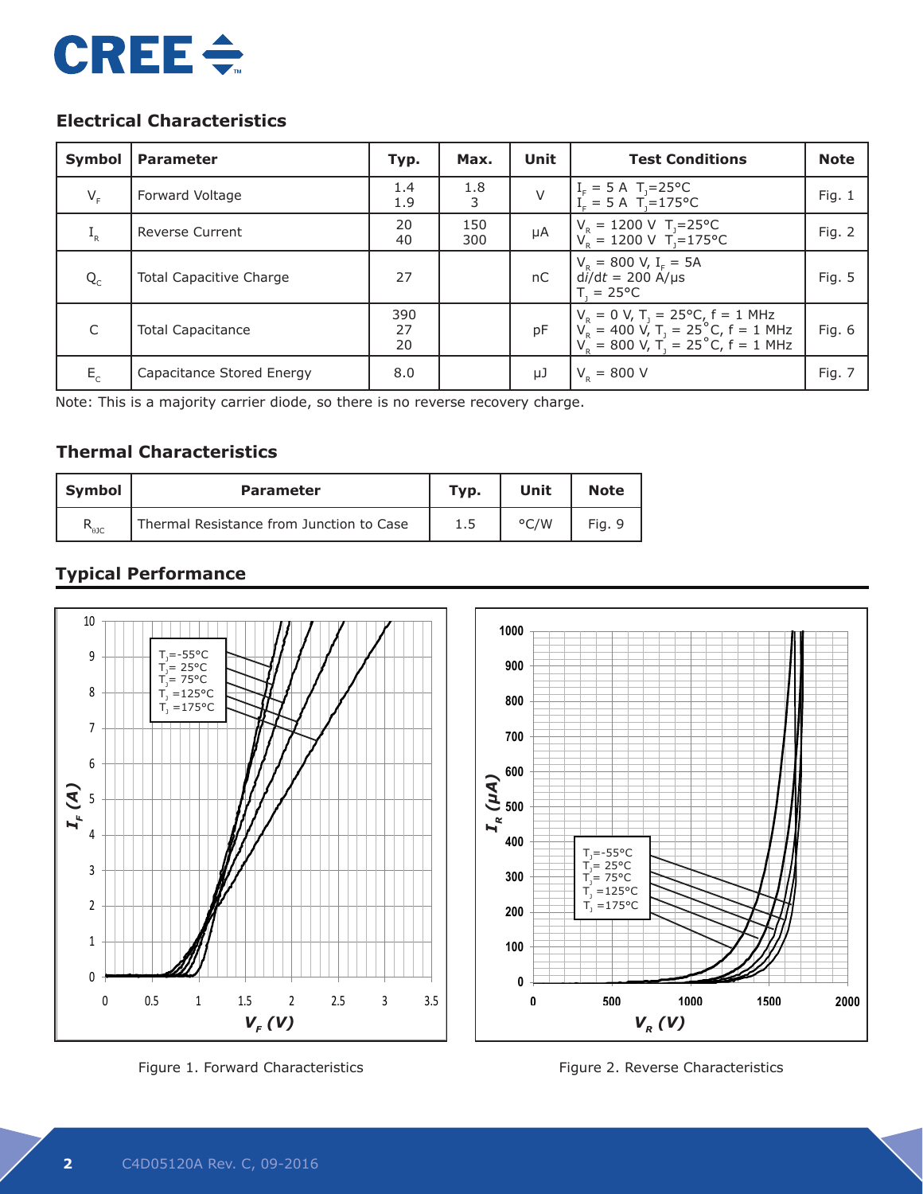## Electrical Characteristics

| Symbol | Parameter | Typ. | Max. | Unit | Test Conditions | Note |
|---|---|---|---|---|---|---|
| $V_F$ | Forward Voltage | 1.4<br>1.9 | 1.8<br>3 | V | $I_F$ = 5 A $T_J$=25°C<br>$I_F$ = 5 A $T_J$=175°C | Fig. 1 |
| $I_R$ | Reverse Current | 20<br>40 | 150<br>300 | μA | $V_R$ = 1200 V $T_J$=25°C<br>$V_R$ = 1200 V $T_J$=175°C | Fig. 2 |
| $Q_C$ | Total Capacitive Charge | 27 | | nC | $V_R$ = 800 V, $I_F$ = 5A<br>$di/dt$ = 200 A/μs<br>$T_J$ = 25°C | Fig. 5 |
| C | Total Capacitance | 390<br>27<br>20 | | pF | $V_R$ = 0 V, $T_J$ = 25°C, f = 1 MHz<br>$V_R$ = 400 V, $T_J$ = 25˚C, f = 1 MHz<br>$V_R$ = 800 V, $T_J$ = 25˚C, f = 1 MHz | Fig. 6 |
| $E_C$ | Capacitance Stored Energy | 8.0 | | μJ | $V_R$ = 800 V | Fig. 7 |

Note: This is a majority carrier diode, so there is no reverse recovery charge.

## Thermal Characteristics

| Symbol | Parameter | Typ. | Unit | Note |
|---|---|---|---|---|
| $R_{\theta JC}$ | Thermal Resistance from Junction to Case | 1.5 | °C/W | Fig. 9 |

## Typical Performance

Figure 1. Forward Characteristics

Figure 2. Reverse Characteristics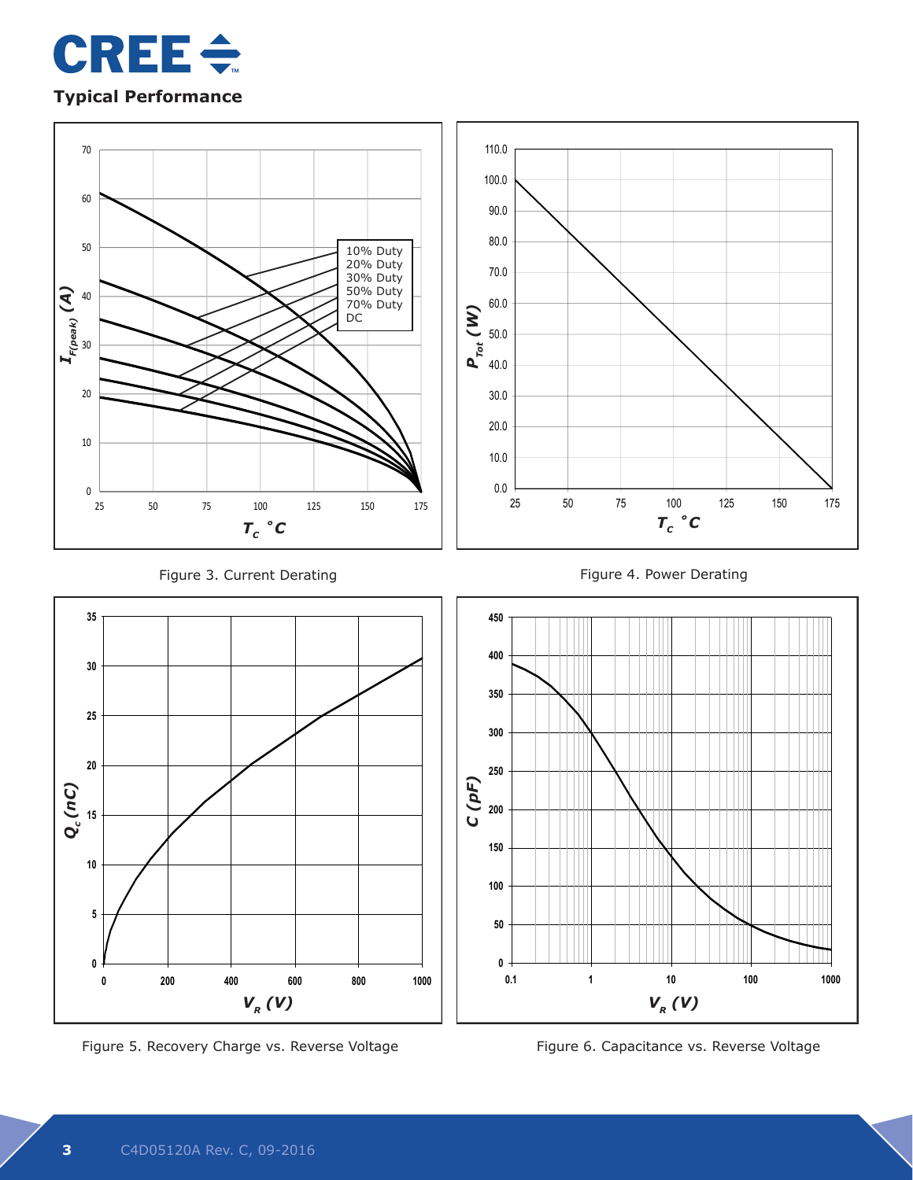## Typical Performance

Figure 3. Current Derating

Figure 4. Power Derating

Figure 5. Recovery Charge vs. Reverse Voltage

Figure 6. Capacitance vs. Reverse Voltage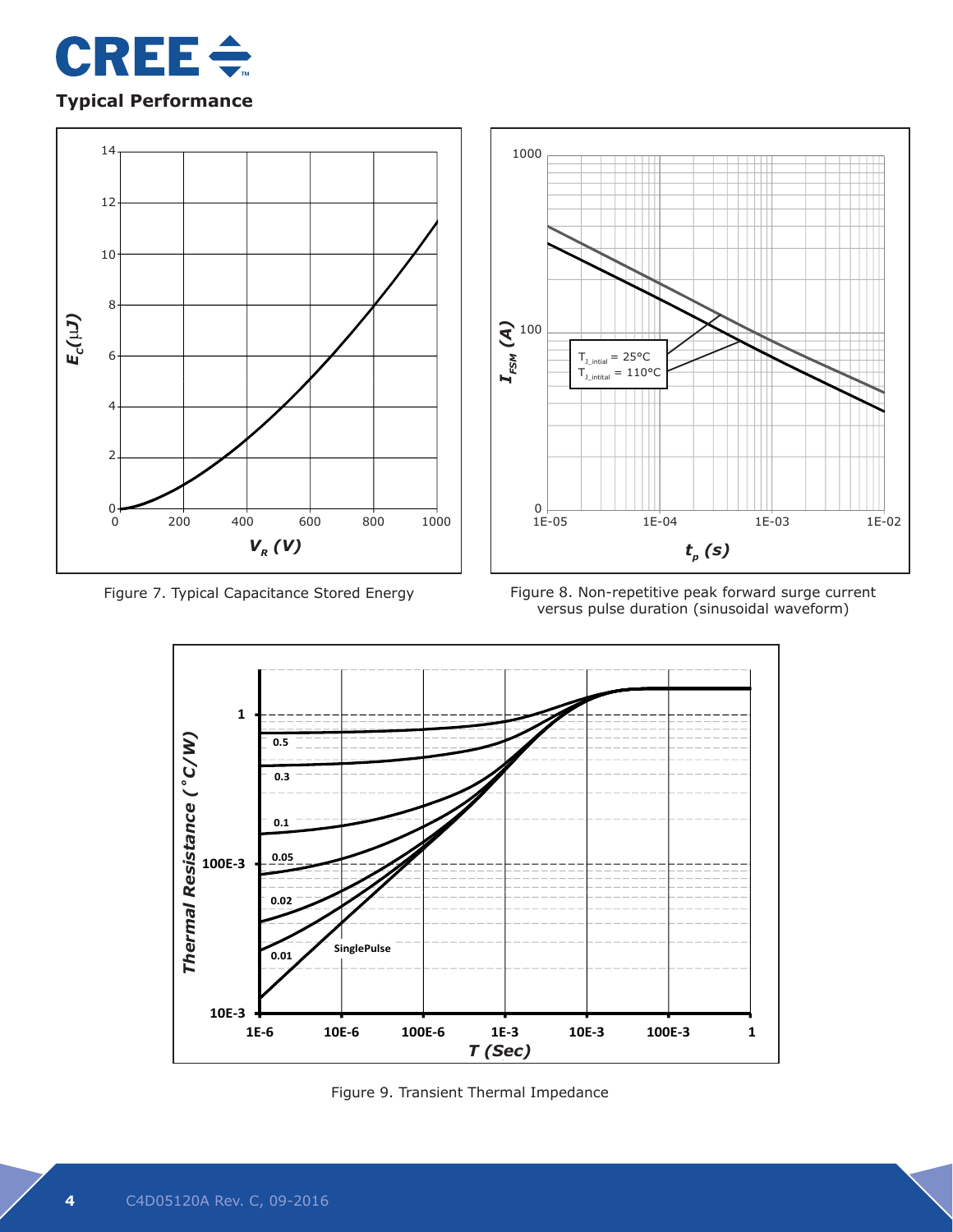## Typical Performance

Figure 7. Typical Capacitance Stored Energy

Figure 8. Non-repetitive peak forward surge current versus pulse duration (sinusoidal waveform)

Figure 9. Transient Thermal Impedance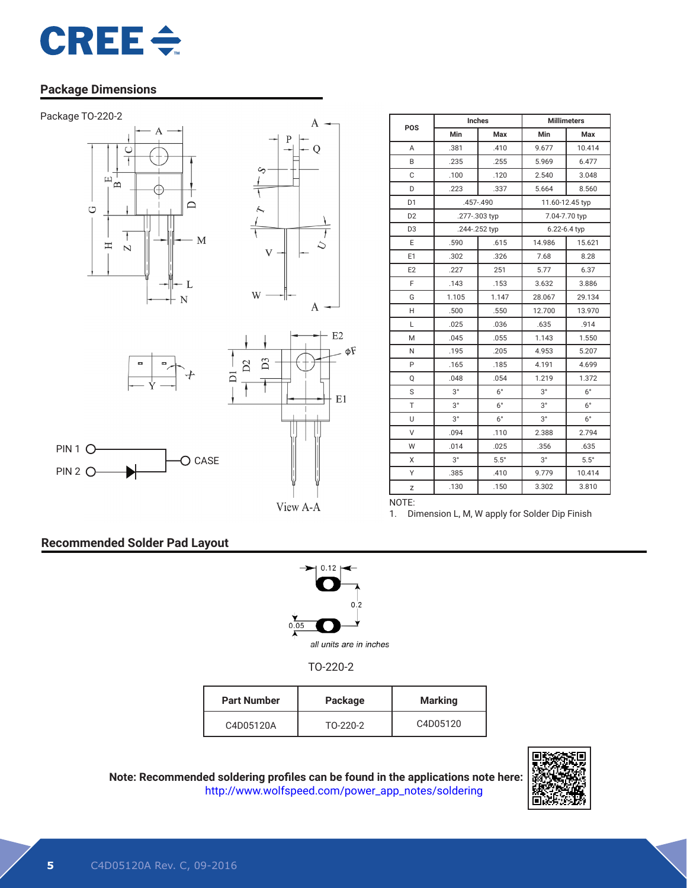## Package Dimensions

Package TO-220-2

| POS | Inches | | Millimeters | |
|---|---|---|---|---|
| | Min | Max | Min | Max |
| A | .381 | .410 | 9.677 | 10.414 |
| B | .235 | .255 | 5.969 | 6.477 |
| C | .100 | .120 | 2.540 | 3.048 |
| D | .223 | .337 | 5.664 | 8.560 |
| D1 | .457-.490 | | 11.60-12.45 typ | |
| D2 | .277-.303 typ | | 7.04-7.70 typ | |
| D3 | .244-.252 typ | | 6.22-6.4 typ | |
| E | .590 | .615 | 14.986 | 15.621 |
| E1 | .302 | .326 | 7.68 | 8.28 |
| E2 | .227 | 251 | 5.77 | 6.37 |
| F | .143 | .153 | 3.632 | 3.886 |
| G | 1.105 | 1.147 | 28.067 | 29.134 |
| H | .500 | .550 | 12.700 | 13.970 |
| L | .025 | .036 | .635 | .914 |
| M | .045 | .055 | 1.143 | 1.550 |
| N | .195 | .205 | 4.953 | 5.207 |
| P | .165 | .185 | 4.191 | 4.699 |
| Q | .048 | .054 | 1.219 | 1.372 |
| S | 3° | 6° | 3° | 6° |
| T | 3° | 6° | 3° | 6° |
| U | 3° | 6° | 3° | 6° |
| V | .094 | .110 | 2.388 | 2.794 |
| W | .014 | .025 | .356 | .635 |
| X | 3° | 5.5° | 3° | 5.5° |
| Y | .385 | .410 | 9.779 | 10.414 |
| z | .130 | .150 | 3.302 | 3.810 |

NOTE:
1. Dimension L, M, W apply for Solder Dip Finish

PIN 1 — CASE
PIN 2

View A-A

## Recommended Solder Pad Layout

0.12
0.2
0.05

*all units are in inches*

TO-220-2

| Part Number | Package | Marking |
|---|---|---|
| C4D05120A | TO-220-2 | C4D05120 |

**Note: Recommended soldering profiles can be found in the applications note here:**
http://www.wolfspeed.com/power_app_notes/soldering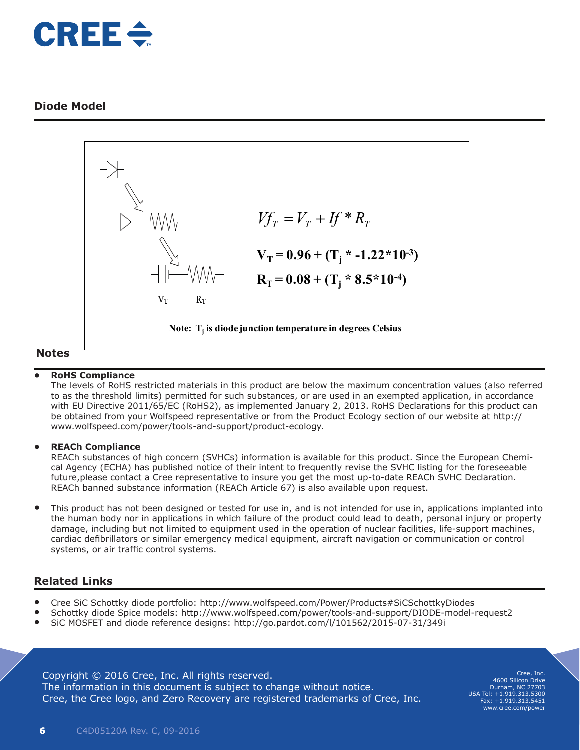## Diode Model

$V_T$ $R_T$

$$Vf_T = V_T + If * R_T$$

$$V_T = 0.96 + (T_j * -1.22*10^{-3})$$

$$R_T = 0.08 + (T_j * 8.5*10^{-4})$$

**Note: $T_j$ is diode junction temperature in degrees Celsius**

## Notes

- **RoHS Compliance**
  The levels of RoHS restricted materials in this product are below the maximum concentration values (also referred to as the threshold limits) permitted for such substances, or are used in an exempted application, in accordance with EU Directive 2011/65/EC (RoHS2), as implemented January 2, 2013. RoHS Declarations for this product can be obtained from your Wolfspeed representative or from the Product Ecology section of our website at http://www.wolfspeed.com/power/tools-and-support/product-ecology.

- **REACh Compliance**
  REACh substances of high concern (SVHCs) information is available for this product. Since the European Chemical Agency (ECHA) has published notice of their intent to frequently revise the SVHC listing for the foreseeable future,please contact a Cree representative to insure you get the most up-to-date REACh SVHC Declaration. REACh banned substance information (REACh Article 67) is also available upon request.

- This product has not been designed or tested for use in, and is not intended for use in, applications implanted into the human body nor in applications in which failure of the product could lead to death, personal injury or property damage, including but not limited to equipment used in the operation of nuclear facilities, life-support machines, cardiac defibrillators or similar emergency medical equipment, aircraft navigation or communication or control systems, or air traffic control systems.

## Related Links

- Cree SiC Schottky diode portfolio: http://www.wolfspeed.com/Power/Products#SiCSchottkyDiodes
- Schottky diode Spice models: http://www.wolfspeed.com/power/tools-and-support/DIODE-model-request2
- SiC MOSFET and diode reference designs: http://go.pardot.com/l/101562/2015-07-31/349i

Copyright © 2016 Cree, Inc. All rights reserved.
The information in this document is subject to change without notice.
Cree, the Cree logo, and Zero Recovery are registered trademarks of Cree, Inc.

Cree, Inc.
4600 Silicon Drive
Durham, NC 27703
USA Tel: +1.919.313.5300
Fax: +1.919.313.5451
www.cree.com/power